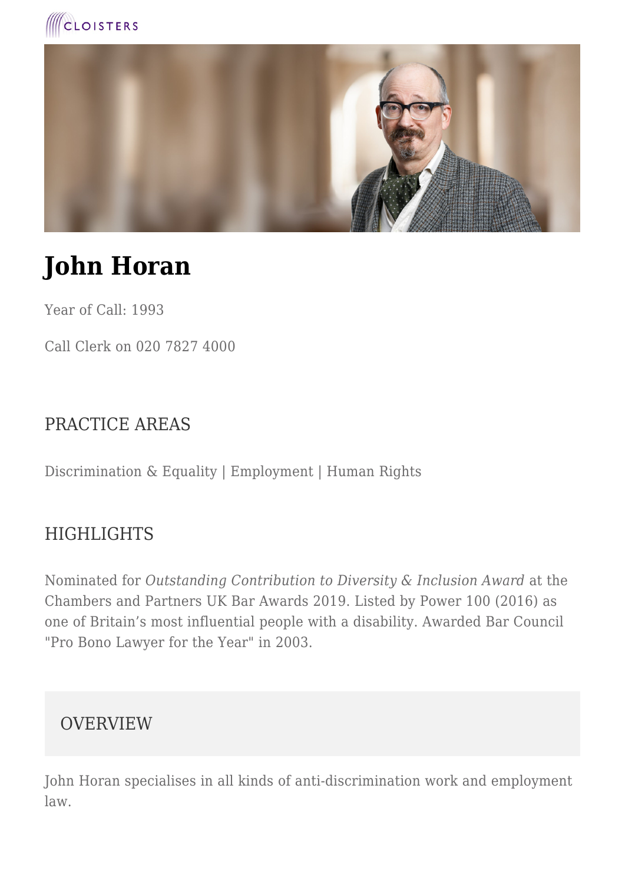# John Horan

Year of Call: 1993

Call Clerk on 020 7827 4000

## PRACTICE AREAS

Discrimination & Equality | Employment | Human Rights

## HIGHLIGHTS

Nominated for *Outstanding Contribution to Diversity & Inclusion Award* at the Chambers and Partners UK Bar Awards 2019. Listed by Power 100 (2016) as one of Britain's most influential people with a disability. Awarded Bar Council "Pro Bono Lawyer for the Year" in 2003.

## OVERVIEW

John Horan specialises in all kinds of anti-discrimination work and employment law.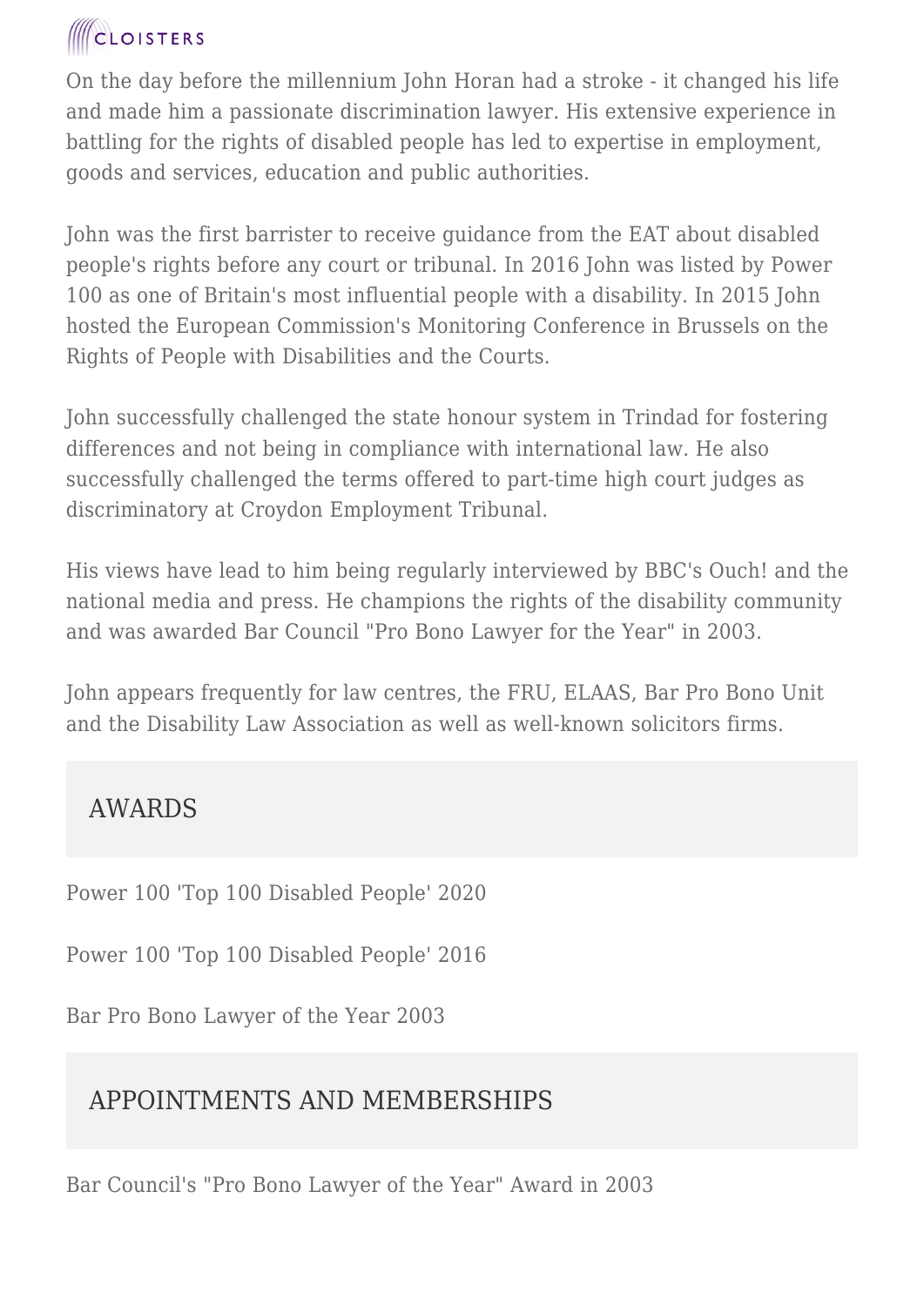On the day before the millennium John Horan had a stroke - it changed his life and made him a passionate discrimination lawyer. His extensive experience in battling for the rights of disabled people has led to expertise in employment, goods and services, education and public authorities.

John was the first barrister to receive guidance from the EAT about disabled people's rights before any court or tribunal. In 2016 John was listed by Power 100 as one of Britain's most influential people with a disability. In 2015 John hosted the European Commission's Monitoring Conference in Brussels on the Rights of People with Disabilities and the Courts.

John successfully challenged the state honour system in Trindad for fostering differences and not being in compliance with international law. He also successfully challenged the terms offered to part-time high court judges as discriminatory at Croydon Employment Tribunal.

His views have lead to him being regularly interviewed by BBC's Ouch! and the national media and press. He champions the rights of the disability community and was awarded Bar Council "Pro Bono Lawyer for the Year" in 2003.

John appears frequently for law centres, the FRU, ELAAS, Bar Pro Bono Unit and the Disability Law Association as well as well-known solicitors firms.

## AWARDS

Power 100 'Top 100 Disabled People' 2020

Power 100 'Top 100 Disabled People' 2016

Bar Pro Bono Lawyer of the Year 2003

## APPOINTMENTS AND MEMBERSHIPS

Bar Council's "Pro Bono Lawyer of the Year" Award in 2003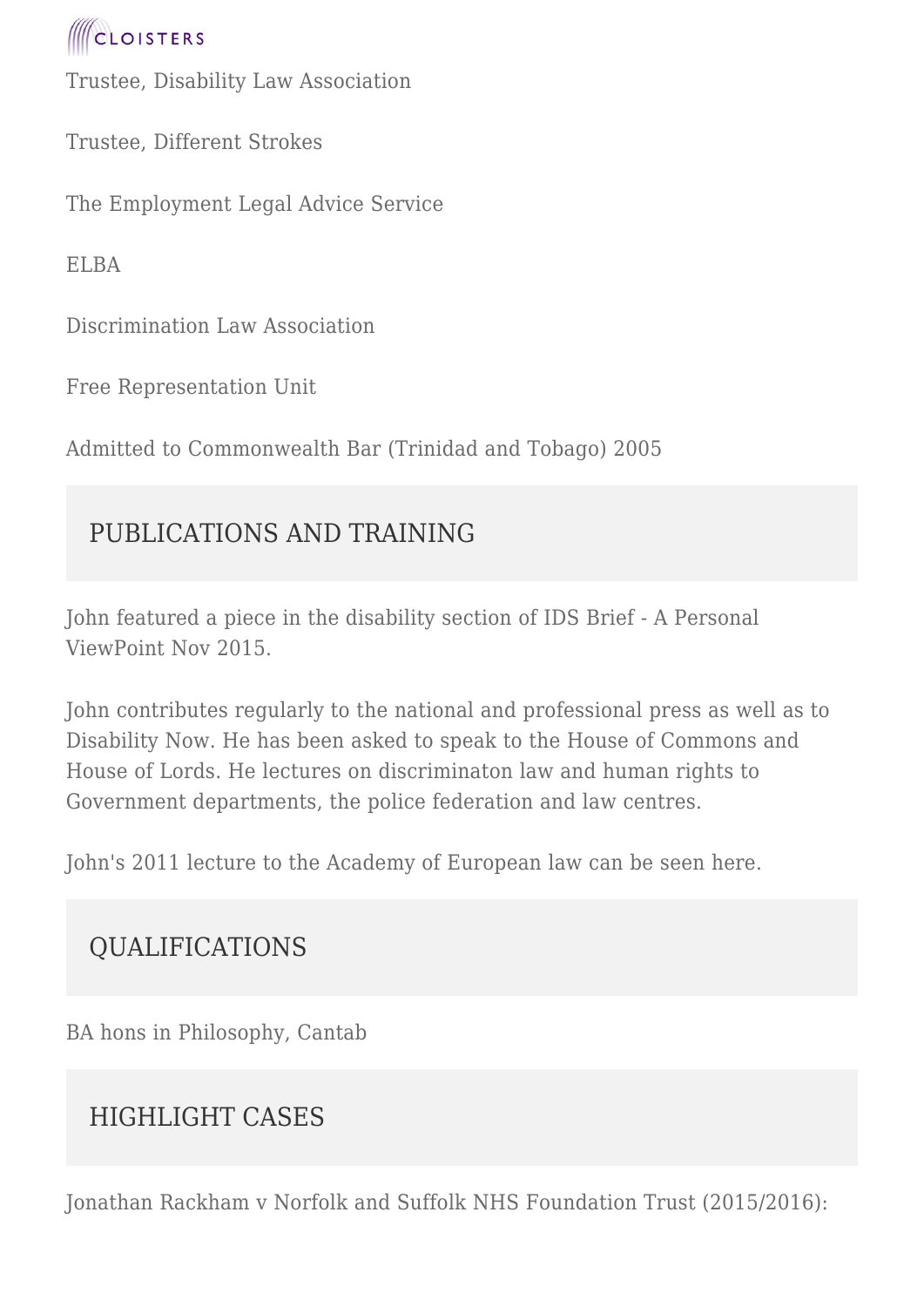Trustee, Disability Law Association

Trustee, Different Strokes

The Employment Legal Advice Service

ELBA

Discrimination Law Association

Free Representation Unit

Admitted to Commonwealth Bar (Trinidad and Tobago) 2005

## PUBLICATIONS AND TRAINING

John featured a piece in the disability section of IDS Brief - A Personal ViewPoint Nov 2015.

John contributes regularly to the national and professional press as well as to Disability Now. He has been asked to speak to the House of Commons and House of Lords. He lectures on discriminaton law and human rights to Government departments, the police federation and law centres.

John's 2011 lecture to the Academy of European law can be seen here.

## QUALIFICATIONS

BA hons in Philosophy, Cantab

## HIGHLIGHT CASES

Jonathan Rackham v Norfolk and Suffolk NHS Foundation Trust (2015/2016):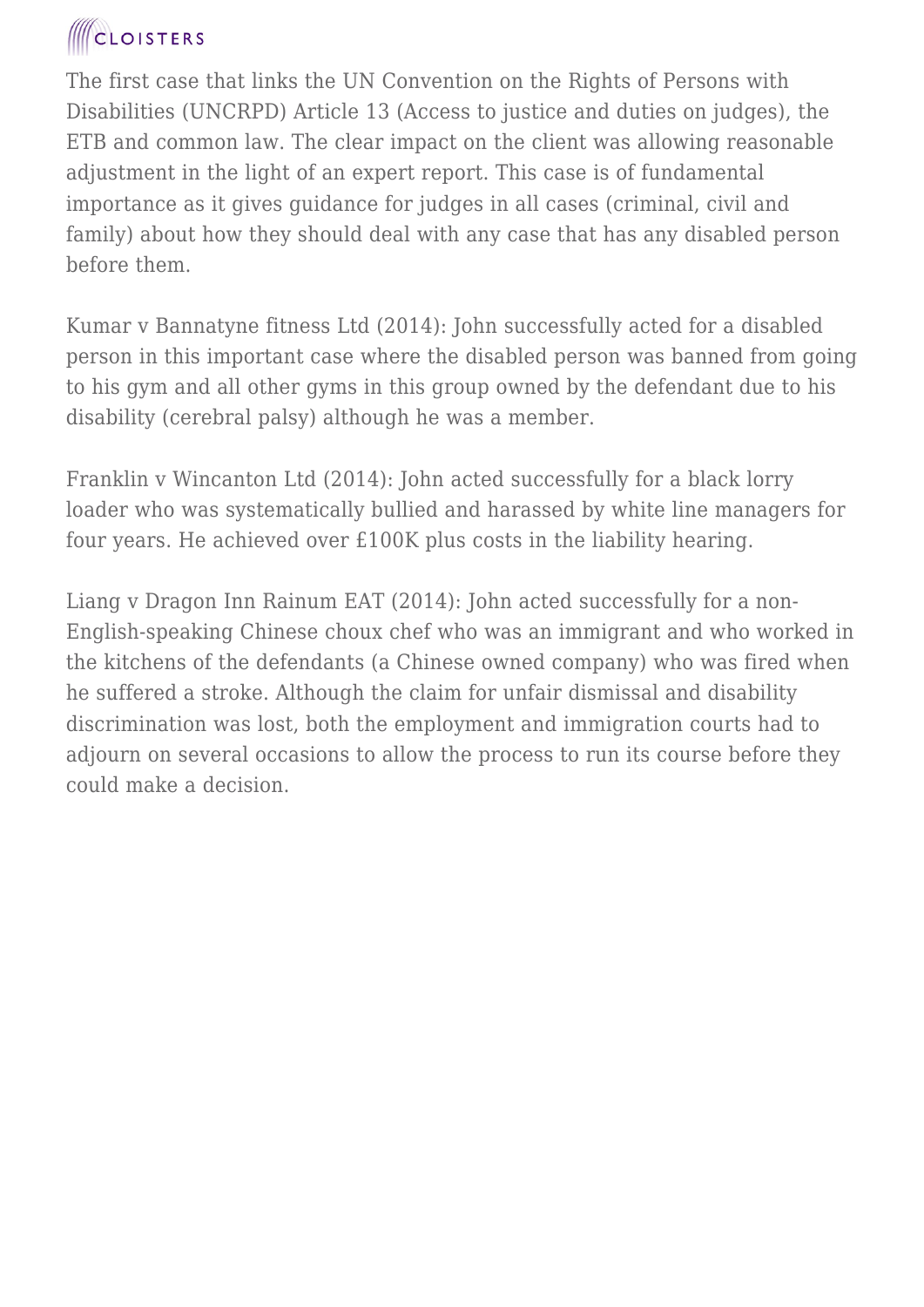The first case that links the UN Convention on the Rights of Persons with Disabilities (UNCRPD) Article 13 (Access to justice and duties on judges), the ETB and common law. The clear impact on the client was allowing reasonable adjustment in the light of an expert report. This case is of fundamental importance as it gives guidance for judges in all cases (criminal, civil and family) about how they should deal with any case that has any disabled person before them.

Kumar v Bannatyne fitness Ltd (2014): John successfully acted for a disabled person in this important case where the disabled person was banned from going to his gym and all other gyms in this group owned by the defendant due to his disability (cerebral palsy) although he was a member.

Franklin v Wincanton Ltd (2014): John acted successfully for a black lorry loader who was systematically bullied and harassed by white line managers for four years. He achieved over £100K plus costs in the liability hearing.

Liang v Dragon Inn Rainum EAT (2014): John acted successfully for a non-English-speaking Chinese choux chef who was an immigrant and who worked in the kitchens of the defendants (a Chinese owned company) who was fired when he suffered a stroke. Although the claim for unfair dismissal and disability discrimination was lost, both the employment and immigration courts had to adjourn on several occasions to allow the process to run its course before they could make a decision.